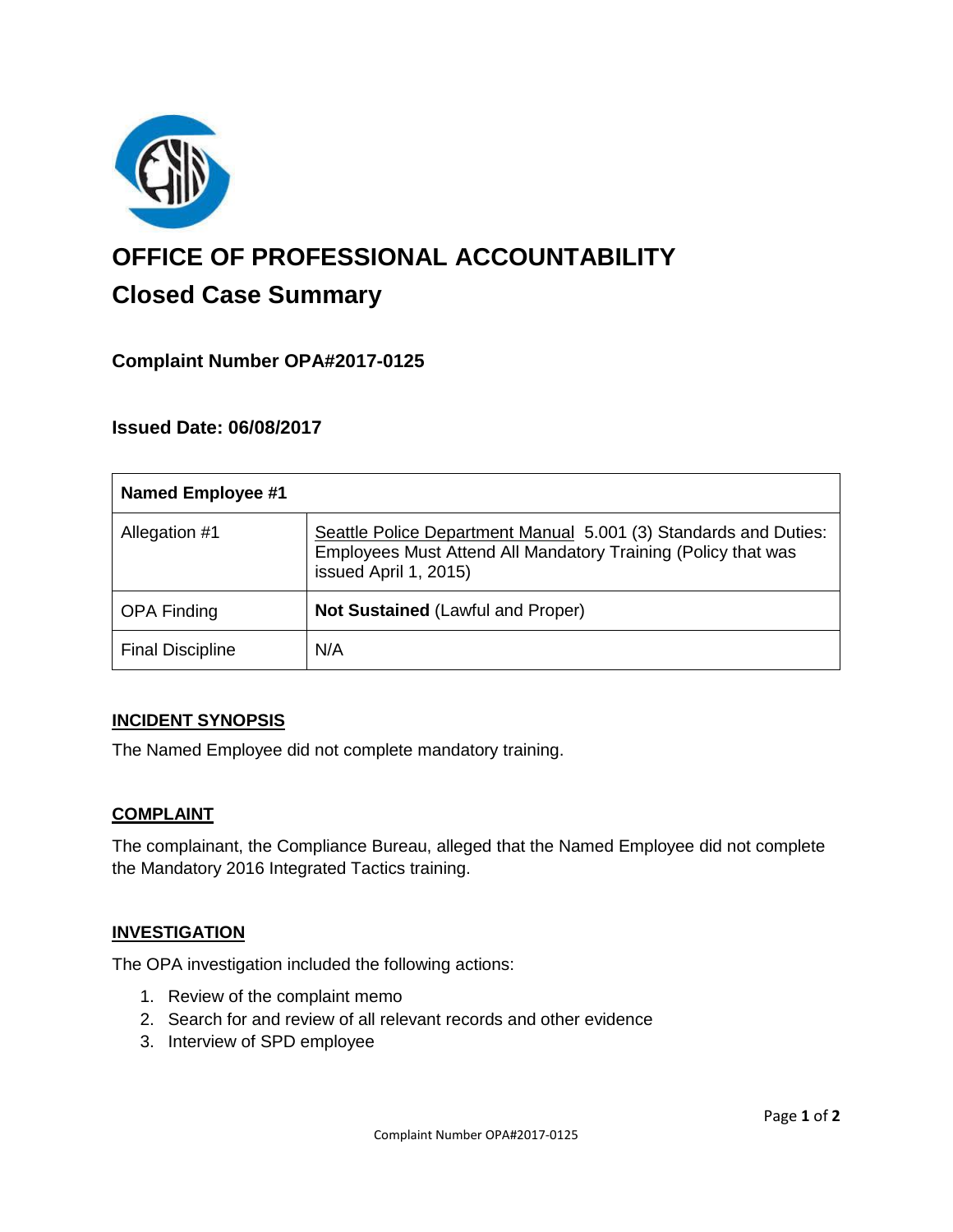# OFFICE OF PROFESSIONAL ACCOUNTABILITY

## Closed Case Summary

### Complaint Number OPA#2017-0125

### Issued Date: 06/08/2017

| Named Employee #1 | |
|---|---|
| Allegation #1 | Seattle Police Department Manual 5.001 (3) Standards and Duties: Employees Must Attend All Mandatory Training (Policy that was issued April 1, 2015) |
| OPA Finding | **Not Sustained** (Lawful and Proper) |
| Final Discipline | N/A |

### INCIDENT SYNOPSIS

The Named Employee did not complete mandatory training.

### COMPLAINT

The complainant, the Compliance Bureau, alleged that the Named Employee did not complete the Mandatory 2016 Integrated Tactics training.

### INVESTIGATION

The OPA investigation included the following actions:

1. Review of the complaint memo
2. Search for and review of all relevant records and other evidence
3. Interview of SPD employee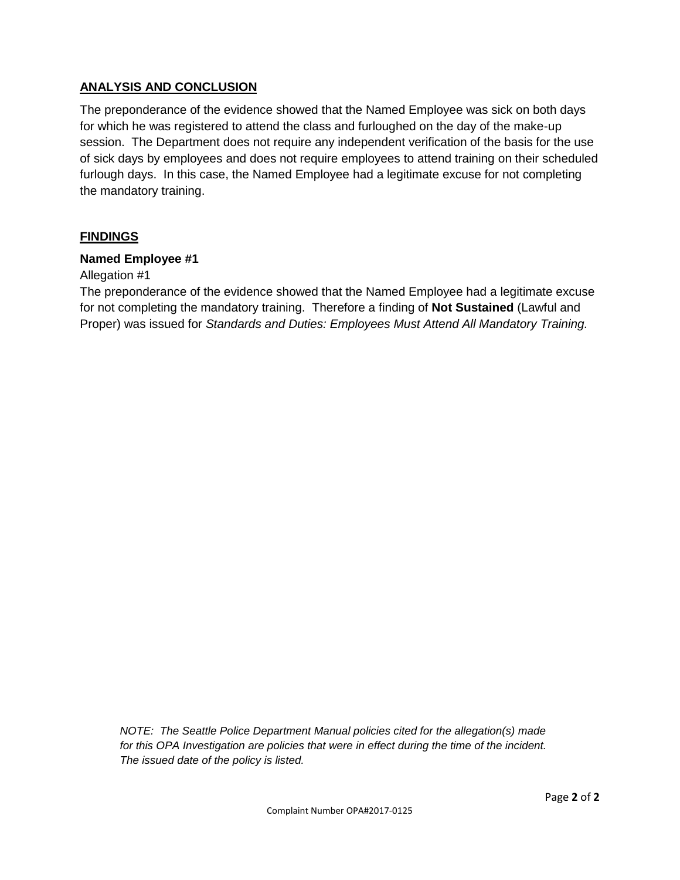## ANALYSIS AND CONCLUSION

The preponderance of the evidence showed that the Named Employee was sick on both days for which he was registered to attend the class and furloughed on the day of the make-up session. The Department does not require any independent verification of the basis for the use of sick days by employees and does not require employees to attend training on their scheduled furlough days. In this case, the Named Employee had a legitimate excuse for not completing the mandatory training.

## FINDINGS

**Named Employee #1**

Allegation #1

The preponderance of the evidence showed that the Named Employee had a legitimate excuse for not completing the mandatory training. Therefore a finding of **Not Sustained** (Lawful and Proper) was issued for *Standards and Duties: Employees Must Attend All Mandatory Training.*

*NOTE: The Seattle Police Department Manual policies cited for the allegation(s) made for this OPA Investigation are policies that were in effect during the time of the incident. The issued date of the policy is listed.*

Complaint Number OPA#2017-0125